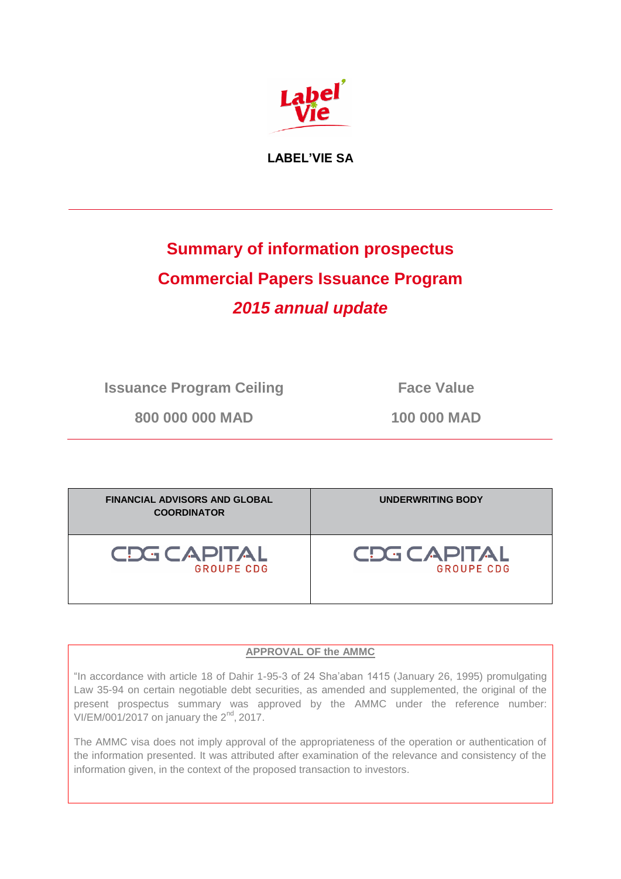**LABEL'VIE SA**

---

# Summary of information prospectus

# Commercial Papers Issuance Program

# *2015 annual update*

| Issuance Program Ceiling | Face Value |
|---|---|
| 800 000 000 MAD | 100 000 MAD |

---

| FINANCIAL ADVISORS AND GLOBAL COORDINATOR | UNDERWRITING BODY |
|---|---|
| CDG CAPITAL GROUPE CDG | CDG CAPITAL GROUPE CDG |

**APPROVAL OF the AMMC**

"In accordance with article 18 of Dahir 1-95-3 of 24 Sha'aban 1415 (January 26, 1995) promulgating Law 35-94 on certain negotiable debt securities, as amended and supplemented, the original of the present prospectus summary was approved by the AMMC under the reference number: VI/EM/001/2017 on january the 2nd, 2017.

The AMMC visa does not imply approval of the appropriateness of the operation or authentication of the information presented. It was attributed after examination of the relevance and consistency of the information given, in the context of the proposed transaction to investors.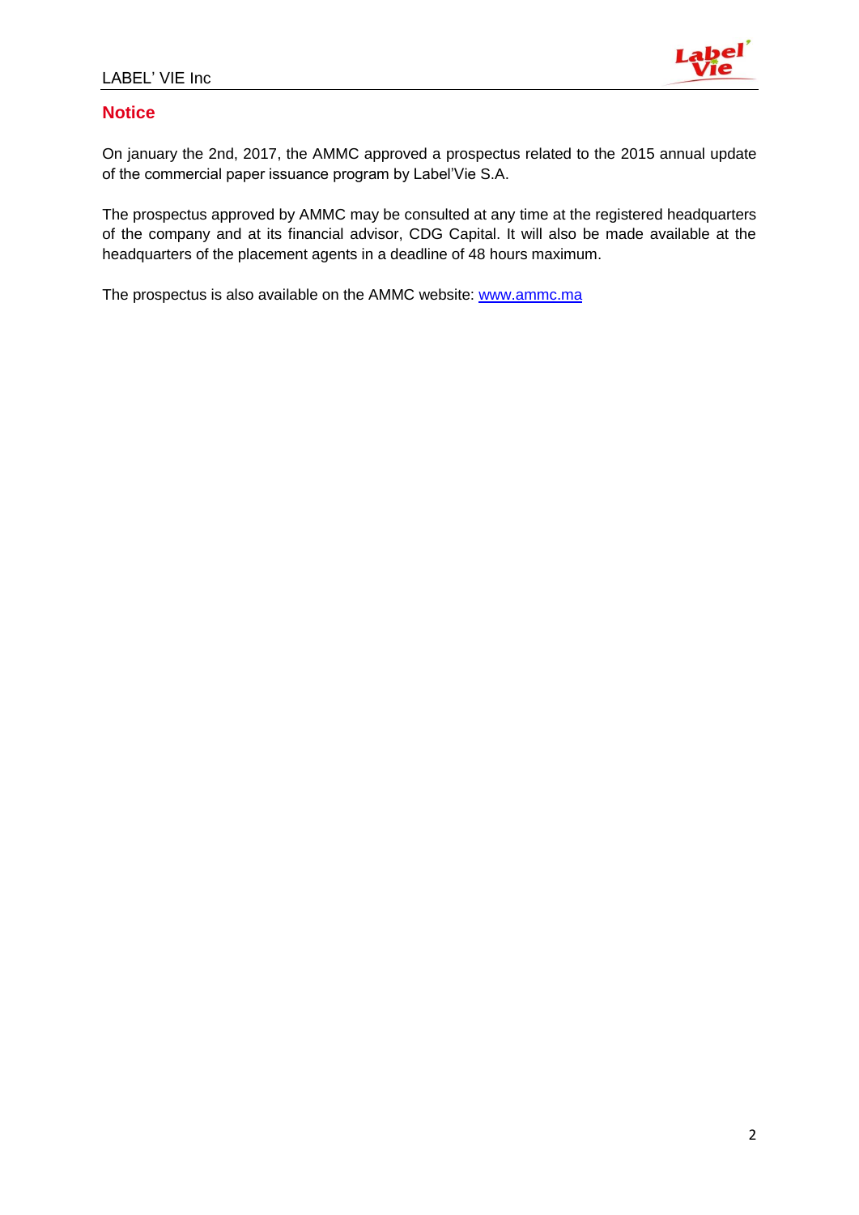## Notice

On january the 2nd, 2017, the AMMC approved a prospectus related to the 2015 annual update of the commercial paper issuance program by Label'Vie S.A.

The prospectus approved by AMMC may be consulted at any time at the registered headquarters of the company and at its financial advisor, CDG Capital. It will also be made available at the headquarters of the placement agents in a deadline of 48 hours maximum.

The prospectus is also available on the AMMC website: www.ammc.ma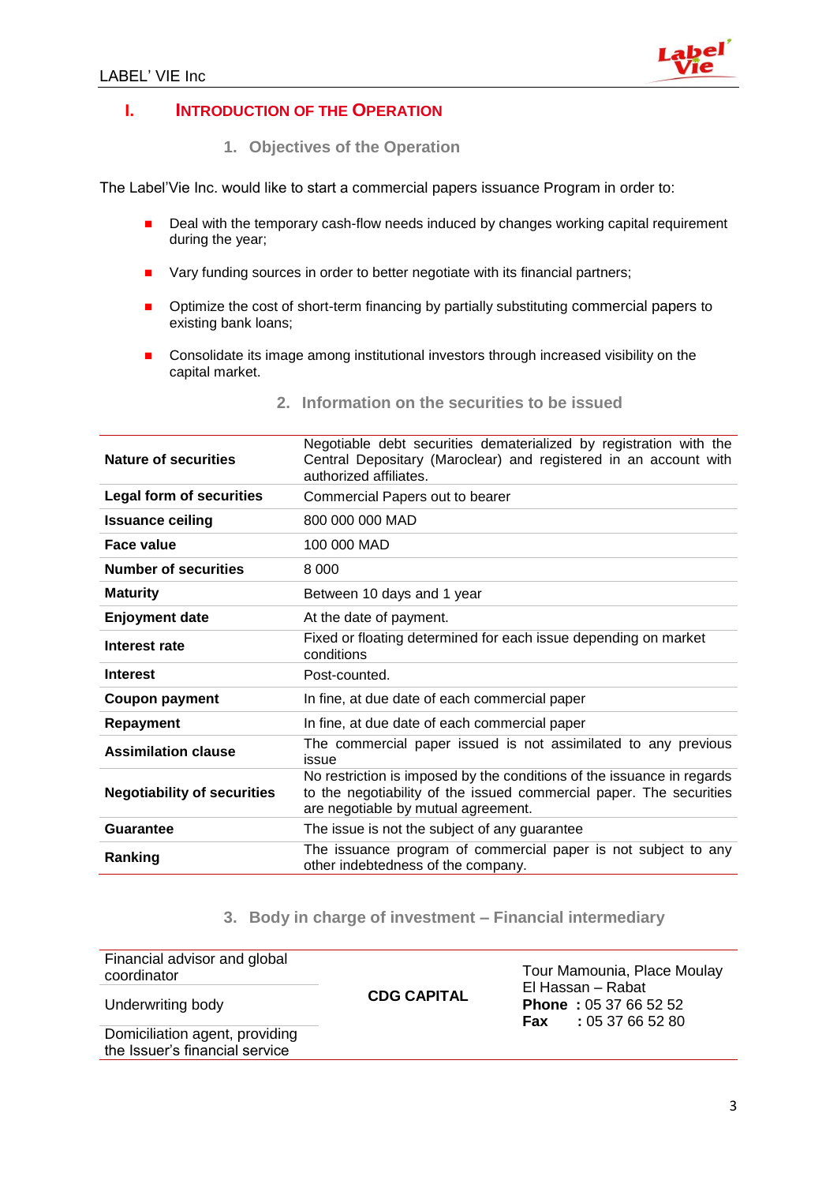# I. INTRODUCTION OF THE OPERATION

## 1. Objectives of the Operation

The Label'Vie Inc. would like to start a commercial papers issuance Program in order to:

- Deal with the temporary cash-flow needs induced by changes working capital requirement during the year;
- Vary funding sources in order to better negotiate with its financial partners;
- Optimize the cost of short-term financing by partially substituting commercial papers to existing bank loans;
- Consolidate its image among institutional investors through increased visibility on the capital market.

## 2. Information on the securities to be issued

| | |
|---|---|
| **Nature of securities** | Negotiable debt securities dematerialized by registration with the Central Depositary (Maroclear) and registered in an account with authorized affiliates. |
| **Legal form of securities** | Commercial Papers out to bearer |
| **Issuance ceiling** | 800 000 000 MAD |
| **Face value** | 100 000 MAD |
| **Number of securities** | 8 000 |
| **Maturity** | Between 10 days and 1 year |
| **Enjoyment date** | At the date of payment. |
| **Interest rate** | Fixed or floating determined for each issue depending on market conditions |
| **Interest** | Post-counted. |
| **Coupon payment** | In fine, at due date of each commercial paper |
| **Repayment** | In fine, at due date of each commercial paper |
| **Assimilation clause** | The commercial paper issued is not assimilated to any previous issue |
| **Negotiability of securities** | No restriction is imposed by the conditions of the issuance in regards to the negotiability of the issued commercial paper. The securities are negotiable by mutual agreement. |
| **Guarantee** | The issue is not the subject of any guarantee |
| **Ranking** | The issuance program of commercial paper is not subject to any other indebtedness of the company. |

## 3. Body in charge of investment – Financial intermediary

| | | |
|---|---|---|
| Financial advisor and global coordinator | **CDG CAPITAL** | Tour Mamounia, Place Moulay El Hassan – Rabat<br>**Phone** : 05 37 66 52 52<br>**Fax** : 05 37 66 52 80 |
| Underwriting body | | |
| Domiciliation agent, providing the Issuer's financial service | | |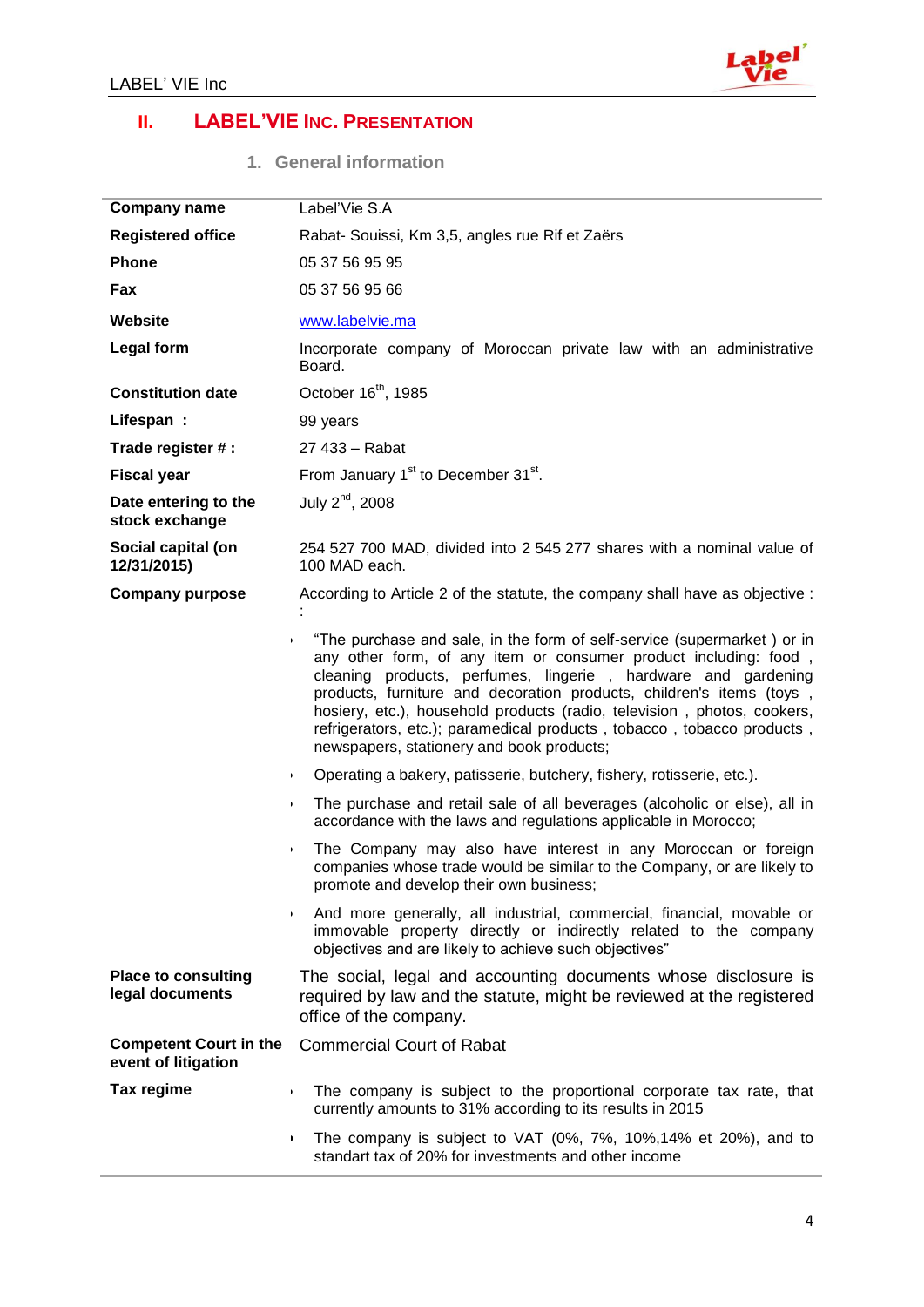## II. LABEL'VIE INC. PRESENTATION

### 1. General information

| | |
|---|---|
| **Company name** | Label'Vie S.A |
| **Registered office** | Rabat- Souissi, Km 3,5, angles rue Rif et Zaërs |
| **Phone** | 05 37 56 95 95 |
| **Fax** | 05 37 56 95 66 |
| **Website** | www.labelvie.ma |
| **Legal form** | Incorporate company of Moroccan private law with an administrative Board. |
| **Constitution date** | October 16th, 1985 |
| **Lifespan :** | 99 years |
| **Trade register # :** | 27 433 – Rabat |
| **Fiscal year** | From January 1st to December 31st. |
| **Date entering to the stock exchange** | July 2nd, 2008 |
| **Social capital (on 12/31/2015)** | 254 527 700 MAD, divided into 2 545 277 shares with a nominal value of 100 MAD each. |
| **Company purpose** | According to Article 2 of the statute, the company shall have as objective : : <br>• "The purchase and sale, in the form of self-service (supermarket ) or in any other form, of any item or consumer product including: food , cleaning products, perfumes, lingerie , hardware and gardening products, furniture and decoration products, children's items (toys , hosiery, etc.), household products (radio, television , photos, cookers, refrigerators, etc.); paramedical products , tobacco , tobacco products , newspapers, stationery and book products; <br>• Operating a bakery, patisserie, butchery, fishery, rotisserie, etc.). <br>• The purchase and retail sale of all beverages (alcoholic or else), all in accordance with the laws and regulations applicable in Morocco; <br>• The Company may also have interest in any Moroccan or foreign companies whose trade would be similar to the Company, or are likely to promote and develop their own business; <br>• And more generally, all industrial, commercial, financial, movable or immovable property directly or indirectly related to the company objectives and are likely to achieve such objectives" |
| **Place to consulting legal documents** | The social, legal and accounting documents whose disclosure is required by law and the statute, might be reviewed at the registered office of the company. |
| **Competent Court in the event of litigation** | Commercial Court of Rabat |
| **Tax regime** | • The company is subject to the proportional corporate tax rate, that currently amounts to 31% according to its results in 2015 <br>• The company is subject to VAT (0%, 7%, 10%,14% et 20%), and to standart tax of 20% for investments and other income |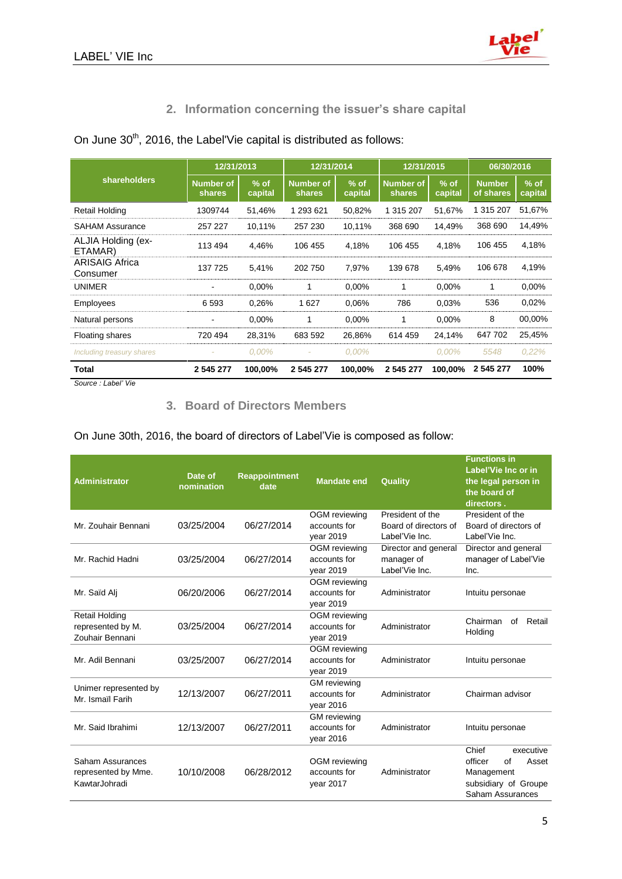## 2. Information concerning the issuer's share capital

On June 30th, 2016, the Label'Vie capital is distributed as follows:

| shareholders | 12/31/2013 | | 12/31/2014 | | 12/31/2015 | | 06/30/2016 | |
|---|---|---|---|---|---|---|---|---|
| | Number of shares | % of capital | Number of shares | % of capital | Number of shares | % of capital | Number of shares | % of capital |
| Retail Holding | 1309744 | 51,46% | 1 293 621 | 50,82% | 1 315 207 | 51,67% | 1 315 207 | 51,67% |
| SAHAM Assurance | 257 227 | 10,11% | 257 230 | 10,11% | 368 690 | 14,49% | 368 690 | 14,49% |
| ALJIA Holding (ex-ETAMAR) | 113 494 | 4,46% | 106 455 | 4,18% | 106 455 | 4,18% | 106 455 | 4,18% |
| ARISAIG Africa Consumer | 137 725 | 5,41% | 202 750 | 7,97% | 139 678 | 5,49% | 106 678 | 4,19% |
| UNIMER | - | 0,00% | 1 | 0,00% | 1 | 0,00% | 1 | 0,00% |
| Employees | 6 593 | 0,26% | 1 627 | 0,06% | 786 | 0,03% | 536 | 0,02% |
| Natural persons | - | 0,00% | 1 | 0,00% | 1 | 0,00% | 8 | 00,00% |
| Floating shares | 720 494 | 28,31% | 683 592 | 26,86% | 614 459 | 24,14% | 647 702 | 25,45% |
| *Including treasury shares* | - | *0,00%* | - | *0,00%* | | *0,00%* | *5548* | *0,22%* |
| **Total** | **2 545 277** | **100,00%** | **2 545 277** | **100,00%** | **2 545 277** | **100,00%** | **2 545 277** | **100%** |

*Source : Label' Vie*

## 3. Board of Directors Members

On June 30th, 2016, the board of directors of Label'Vie is composed as follow:

| Administrator | Date of nomination | Reappointment date | Mandate end | Quality | Functions in Label'Vie Inc or in the legal person in the board of directors . |
|---|---|---|---|---|---|
| Mr. Zouhair Bennani | 03/25/2004 | 06/27/2014 | OGM reviewing accounts for year 2019 | President of the Board of directors of Label'Vie Inc. | President of the Board of directors of Label'Vie Inc. |
| Mr. Rachid Hadni | 03/25/2004 | 06/27/2014 | OGM reviewing accounts for year 2019 | Director and general manager of Label'Vie Inc. | Director and general manager of Label'Vie Inc. |
| Mr. Saïd Alj | 06/20/2006 | 06/27/2014 | OGM reviewing accounts for year 2019 | Administrator | Intuitu personae |
| Retail Holding represented by M. Zouhair Bennani | 03/25/2004 | 06/27/2014 | OGM reviewing accounts for year 2019 | Administrator | Chairman of Retail Holding |
| Mr. Adil Bennani | 03/25/2007 | 06/27/2014 | OGM reviewing accounts for year 2019 | Administrator | Intuitu personae |
| Unimer represented by Mr. Ismail Farih | 12/13/2007 | 06/27/2011 | GM reviewing accounts for year 2016 | Administrator | Chairman advisor |
| Mr. Said Ibrahimi | 12/13/2007 | 06/27/2011 | GM reviewing accounts for year 2016 | Administrator | Intuitu personae |
| Saham Assurances represented by Mme. KawtarJohradi | 10/10/2008 | 06/28/2012 | OGM reviewing accounts for year 2017 | Administrator | Chief executive officer of Asset Management subsidiary of Groupe Saham Assurances |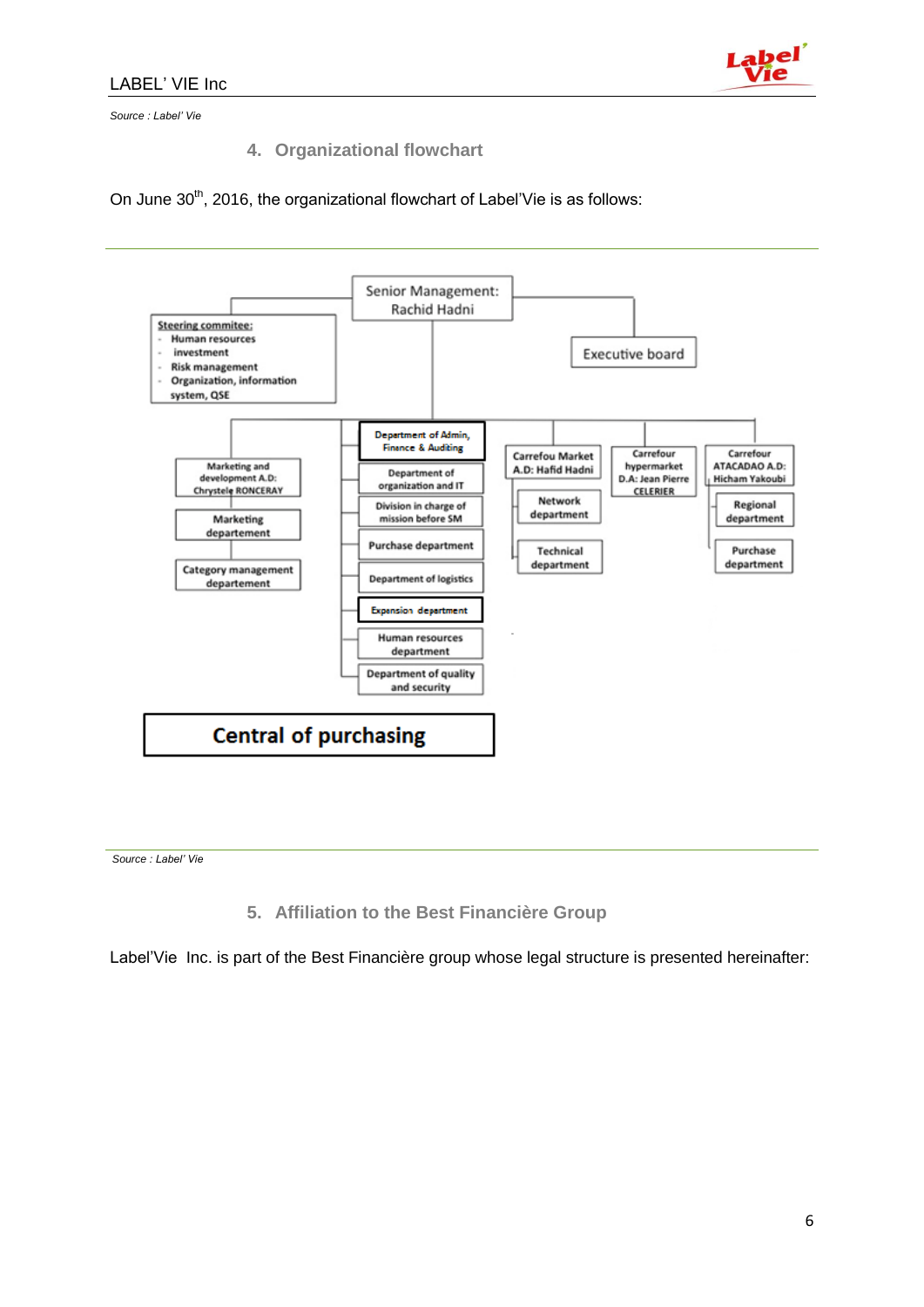*Source : Label' Vie*

### 4. Organizational flowchart

On June 30th, 2016, the organizational flowchart of Label'Vie is as follows:

Senior Management: Rachid Hadni

Steering commitee:
- Human resources
- investment
- Risk management
- Organization, information system, QSE

Executive board

Marketing and development A.D: Chrystele RONCERAY
- Marketing departement
- Category management departement

Department of Admin, Finance & Auditing
- Department of organization and IT
- Division in charge of mission before SM
- Purchase department
- Department of logistics
- Expansion department
- Human resources department
- Department of quality and security

Carrefou Market A.D: Hafid Hadni
- Network department
- Technical department

Carrefour hypermarket D.A: Jean Pierre CELERIER

Carrefour ATACADAO A.D: Hicham Yakoubi
- Regional department
- Purchase department

Central of purchasing

*Source : Label' Vie*

### 5. Affiliation to the Best Financière Group

Label'Vie Inc. is part of the Best Financière group whose legal structure is presented hereinafter: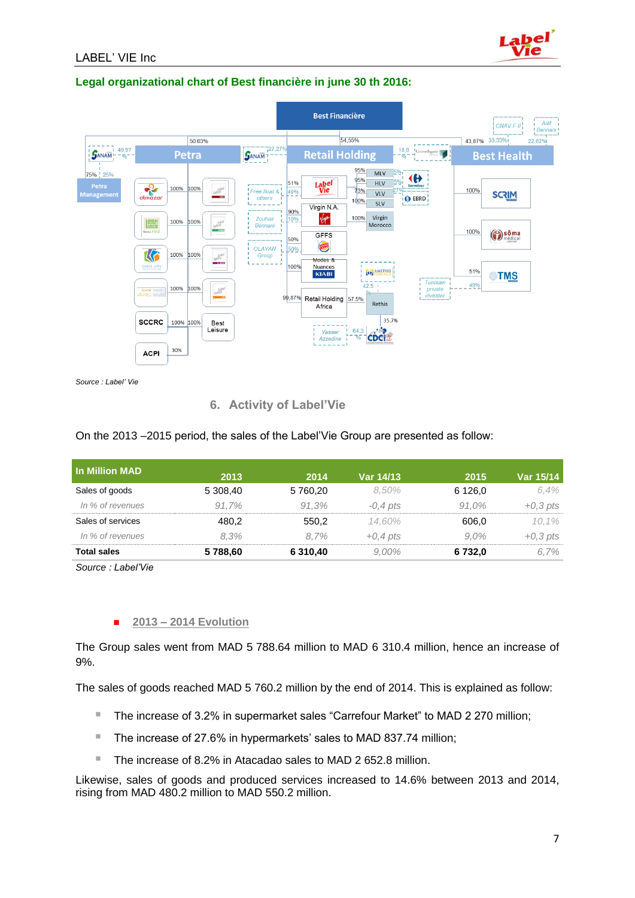**Legal organizational chart of Best financière in june 30 th 2016:**

Source : Label' Vie

## 6. Activity of Label'Vie

On the 2013 –2015 period, the sales of the Label'Vie Group are presented as follow:

| In Million MAD | 2013 | 2014 | Var 14/13 | 2015 | Var 15/14 |
|---|---|---|---|---|---|
| Sales of goods | 5 308,40 | 5 760,20 | *8,50%* | 6 126,0 | *6,4%* |
| *In % of revenues* | *91,7%* | *91,3%* | *-0,4 pts* | *91,0%* | *+0,3 pts* |
| Sales of services | 480,2 | 550,2 | *14,60%* | 606,0 | *10,1%* |
| *In % of revenues* | *8,3%* | *8,7%* | *+0,4 pts* | *9,0%* | *+0,3 pts* |
| **Total sales** | **5 788,60** | **6 310,40** | *9,00%* | **6 732,0** | *6,7%* |

Source : Label'Vie

- **2013 – 2014 Evolution**

The Group sales went from MAD 5 788.64 million to MAD 6 310.4 million, hence an increase of 9%.

The sales of goods reached MAD 5 760.2 million by the end of 2014. This is explained as follow:

- The increase of 3.2% in supermarket sales "Carrefour Market" to MAD 2 270 million;
- The increase of 27.6% in hypermarkets' sales to MAD 837.74 million;
- The increase of 8.2% in Atacadao sales to MAD 2 652.8 million.

Likewise, sales of goods and produced services increased to 14.6% between 2013 and 2014, rising from MAD 480.2 million to MAD 550.2 million.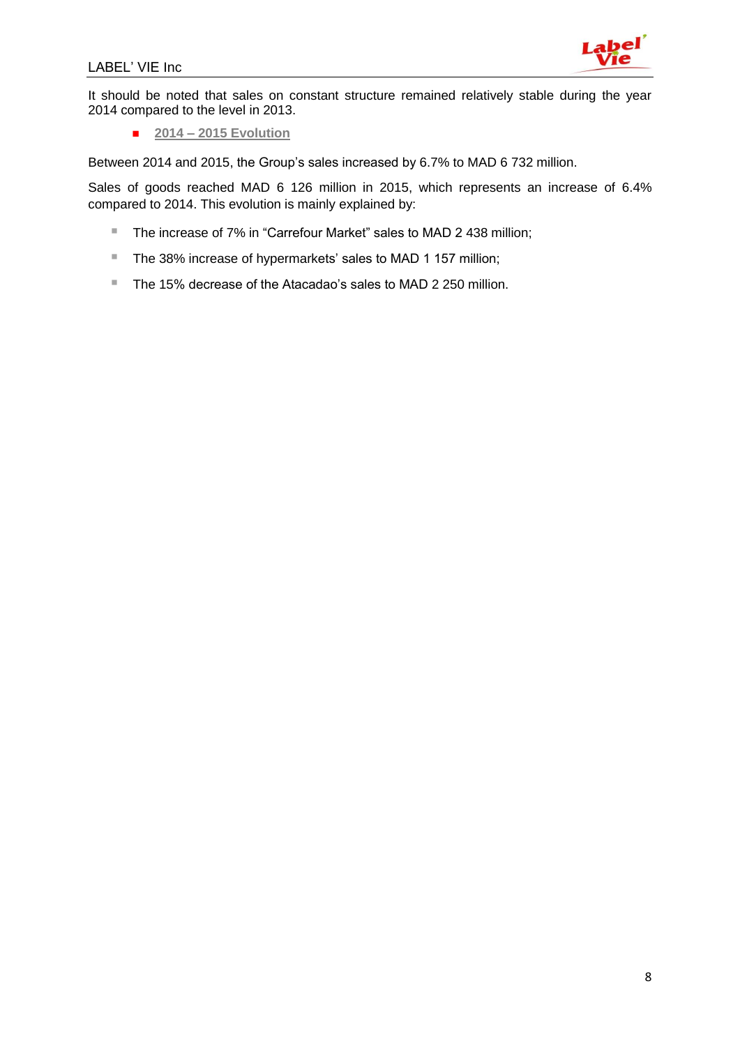It should be noted that sales on constant structure remained relatively stable during the year 2014 compared to the level in 2013.

- **2014 – 2015 Evolution**

Between 2014 and 2015, the Group's sales increased by 6.7% to MAD 6 732 million.

Sales of goods reached MAD 6 126 million in 2015, which represents an increase of 6.4% compared to 2014. This evolution is mainly explained by:

- The increase of 7% in "Carrefour Market" sales to MAD 2 438 million;
- The 38% increase of hypermarkets' sales to MAD 1 157 million;
- The 15% decrease of the Atacadao's sales to MAD 2 250 million.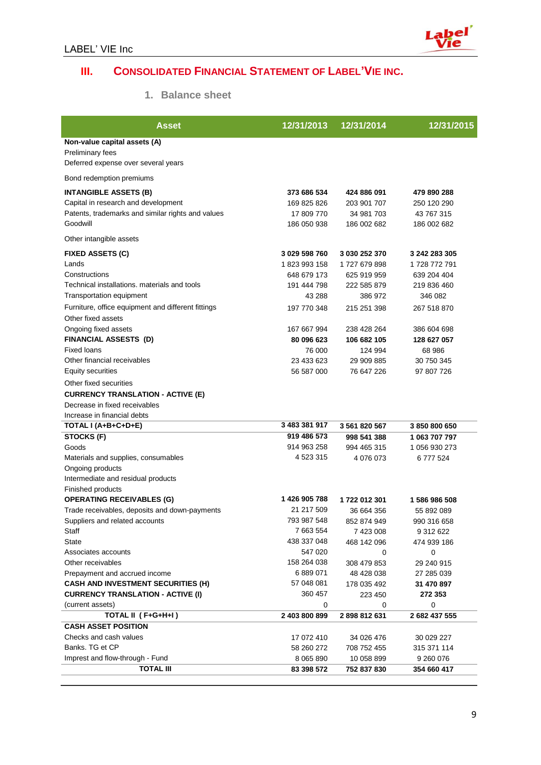## III. CONSOLIDATED FINANCIAL STATEMENT OF LABEL'VIE INC.

### 1. Balance sheet

| Asset | 12/31/2013 | 12/31/2014 | 12/31/2015 |
|---|---|---|---|
| **Non-value capital assets (A)** | | | |
| Preliminary fees | | | |
| Deferred expense over several years | | | |
| Bond redemption premiums | | | |
| **INTANGIBLE ASSETS (B)** | **373 686 534** | **424 886 091** | **479 890 288** |
| Capital in research and development | 169 825 826 | 203 901 707 | 250 120 290 |
| Patents, trademarks and similar rights and values | 17 809 770 | 34 981 703 | 43 767 315 |
| Goodwill | 186 050 938 | 186 002 682 | 186 002 682 |
| Other intangible assets | | | |
| **FIXED ASSETS (C)** | **3 029 598 760** | **3 030 252 370** | **3 242 283 305** |
| Lands | 1 823 993 158 | 1 727 679 898 | 1 728 772 791 |
| Constructions | 648 679 173 | 625 919 959 | 639 204 404 |
| Technical installations. materials and tools | 191 444 798 | 222 585 879 | 219 836 460 |
| Transportation equipment | 43 288 | 386 972 | 346 082 |
| Furniture, office equipment and different fittings | 197 770 348 | 215 251 398 | 267 518 870 |
| Other fixed assets | | | |
| Ongoing fixed assets | 167 667 994 | 238 428 264 | 386 604 698 |
| **FINANCIAL ASSESTS (D)** | **80 096 623** | **106 682 105** | **128 627 057** |
| Fixed loans | 76 000 | 124 994 | 68 986 |
| Other financial receivables | 23 433 623 | 29 909 885 | 30 750 345 |
| Equity securities | 56 587 000 | 76 647 226 | 97 807 726 |
| Other fixed securities | | | |
| **CURRENCY TRANSLATION - ACTIVE (E)** | | | |
| Decrease in fixed receivables | | | |
| Increase in financial debts | | | |
| **TOTAL I (A+B+C+D+E)** | **3 483 381 917** | **3 561 820 567** | **3 850 800 650** |
| **STOCKS (F)** | **919 486 573** | **998 541 388** | **1 063 707 797** |
| Goods | 914 963 258 | 994 465 315 | 1 056 930 273 |
| Materials and supplies, consumables | 4 523 315 | 4 076 073 | 6 777 524 |
| Ongoing products | | | |
| Intermediate and residual products | | | |
| Finished products | | | |
| **OPERATING RECEIVABLES (G)** | **1 426 905 788** | **1 722 012 301** | **1 586 986 508** |
| Trade receivables, deposits and down-payments | 21 217 509 | 36 664 356 | 55 892 089 |
| Suppliers and related accounts | 793 987 548 | 852 874 949 | 990 316 658 |
| Staff | 7 663 554 | 7 423 008 | 9 312 622 |
| State | 438 337 048 | 468 142 096 | 474 939 186 |
| Associates accounts | 547 020 | 0 | 0 |
| Other receivables | 158 264 038 | 308 479 853 | 29 240 915 |
| Prepayment and accrued income | 6 889 071 | 48 428 038 | 27 285 039 |
| **CASH AND INVESTMENT SECURITIES (H)** | 57 048 081 | 178 035 492 | **31 470 897** |
| **CURRENCY TRANSLATION - ACTIVE (I)** | 360 457 | 223 450 | **272 353** |
| (current assets) | 0 | 0 | 0 |
| **TOTAL II ( F+G+H+I )** | **2 403 800 899** | **2 898 812 631** | **2 682 437 555** |
| **CASH ASSET POSITION** | | | |
| Checks and cash values | 17 072 410 | 34 026 476 | 30 029 227 |
| Banks. TG et CP | 58 260 272 | 708 752 455 | 315 371 114 |
| Imprest and flow-through - Fund | 8 065 890 | 10 058 899 | 9 260 076 |
| **TOTAL III** | **83 398 572** | **752 837 830** | **354 660 417** |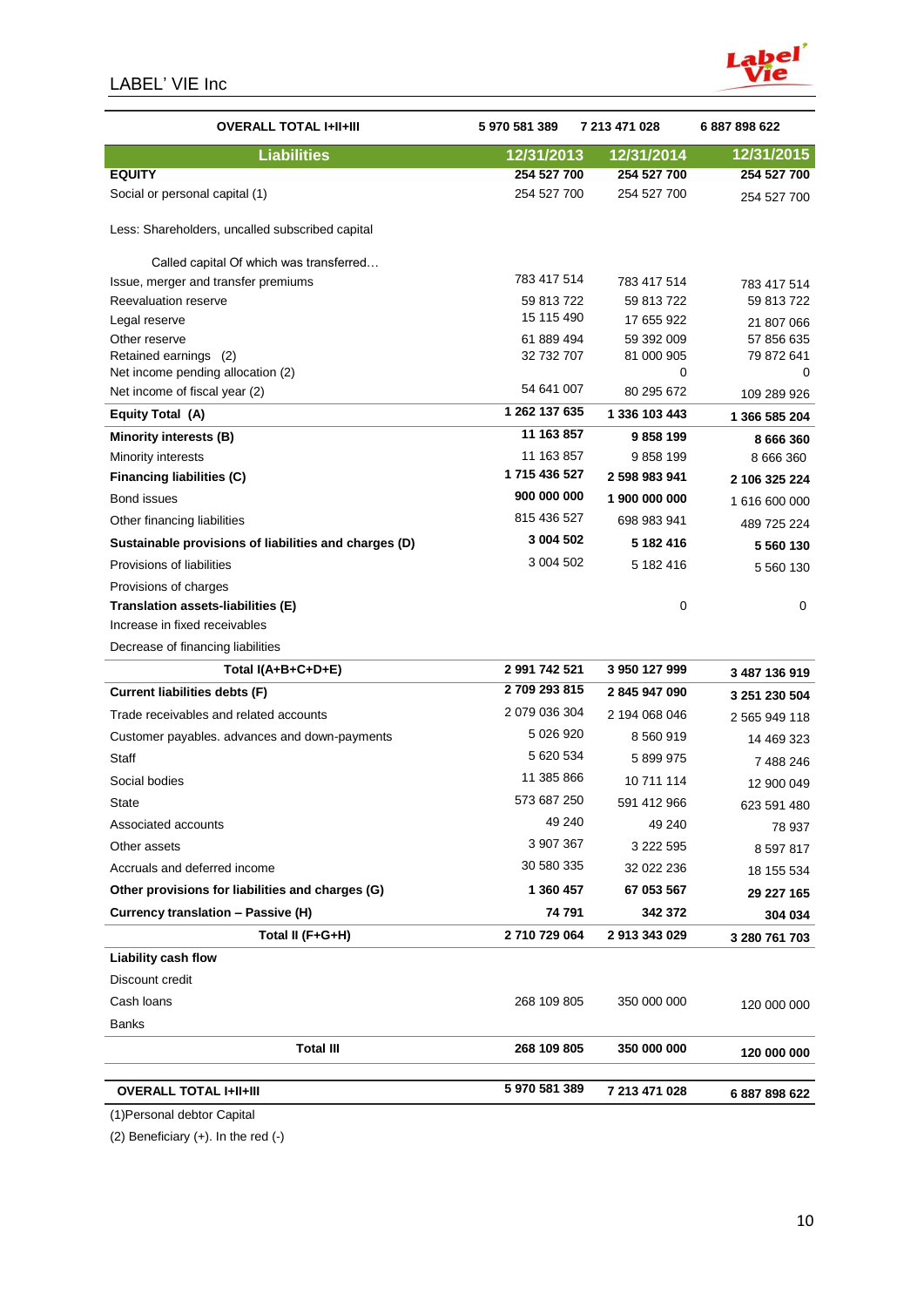| OVERALL TOTAL I+II+III | 5 970 581 389 | 7 213 471 028 | 6 887 898 622 |
|---|---|---|---|
| **Liabilities** | **12/31/2013** | **12/31/2014** | **12/31/2015** |
| **EQUITY** | **254 527 700** | **254 527 700** | **254 527 700** |
| Social or personal capital (1) | 254 527 700 | 254 527 700 | 254 527 700 |
| Less: Shareholders, uncalled subscribed capital | | | |
| Called capital Of which was transferred… | | | |
| Issue, merger and transfer premiums | 783 417 514 | 783 417 514 | 783 417 514 |
| Reevaluation reserve | 59 813 722 | 59 813 722 | 59 813 722 |
| Legal reserve | 15 115 490 | 17 655 922 | 21 807 066 |
| Other reserve | 61 889 494 | 59 392 009 | 57 856 635 |
| Retained earnings (2) | 32 732 707 | 81 000 905 | 79 872 641 |
| Net income pending allocation (2) | | 0 | 0 |
| Net income of fiscal year (2) | 54 641 007 | 80 295 672 | 109 289 926 |
| **Equity Total (A)** | **1 262 137 635** | **1 336 103 443** | **1 366 585 204** |
| **Minority interests (B)** | **11 163 857** | **9 858 199** | **8 666 360** |
| Minority interests | 11 163 857 | 9 858 199 | 8 666 360 |
| **Financing liabilities (C)** | **1 715 436 527** | **2 598 983 941** | **2 106 325 224** |
| Bond issues | **900 000 000** | **1 900 000 000** | 1 616 600 000 |
| Other financing liabilities | 815 436 527 | 698 983 941 | 489 725 224 |
| **Sustainable provisions of liabilities and charges (D)** | **3 004 502** | **5 182 416** | **5 560 130** |
| Provisions of liabilities | 3 004 502 | 5 182 416 | 5 560 130 |
| Provisions of charges | | | |
| **Translation assets-liabilities (E)** | | 0 | 0 |
| Increase in fixed receivables | | | |
| Decrease of financing liabilities | | | |
| **Total I(A+B+C+D+E)** | **2 991 742 521** | **3 950 127 999** | **3 487 136 919** |
| **Current liabilities debts (F)** | **2 709 293 815** | **2 845 947 090** | **3 251 230 504** |
| Trade receivables and related accounts | 2 079 036 304 | 2 194 068 046 | 2 565 949 118 |
| Customer payables. advances and down-payments | 5 026 920 | 8 560 919 | 14 469 323 |
| Staff | 5 620 534 | 5 899 975 | 7 488 246 |
| Social bodies | 11 385 866 | 10 711 114 | 12 900 049 |
| State | 573 687 250 | 591 412 966 | 623 591 480 |
| Associated accounts | 49 240 | 49 240 | 78 937 |
| Other assets | 3 907 367 | 3 222 595 | 8 597 817 |
| Accruals and deferred income | 30 580 335 | 32 022 236 | 18 155 534 |
| **Other provisions for liabilities and charges (G)** | **1 360 457** | **67 053 567** | **29 227 165** |
| **Currency translation – Passive (H)** | **74 791** | **342 372** | **304 034** |
| **Total II (F+G+H)** | **2 710 729 064** | **2 913 343 029** | **3 280 761 703** |
| **Liability cash flow** | | | |
| Discount credit | | | |
| Cash loans | 268 109 805 | 350 000 000 | 120 000 000 |
| Banks | | | |
| **Total III** | **268 109 805** | **350 000 000** | **120 000 000** |
| **OVERALL TOTAL I+II+III** | **5 970 581 389** | **7 213 471 028** | **6 887 898 622** |

(1)Personal debtor Capital

(2) Beneficiary (+). In the red (-)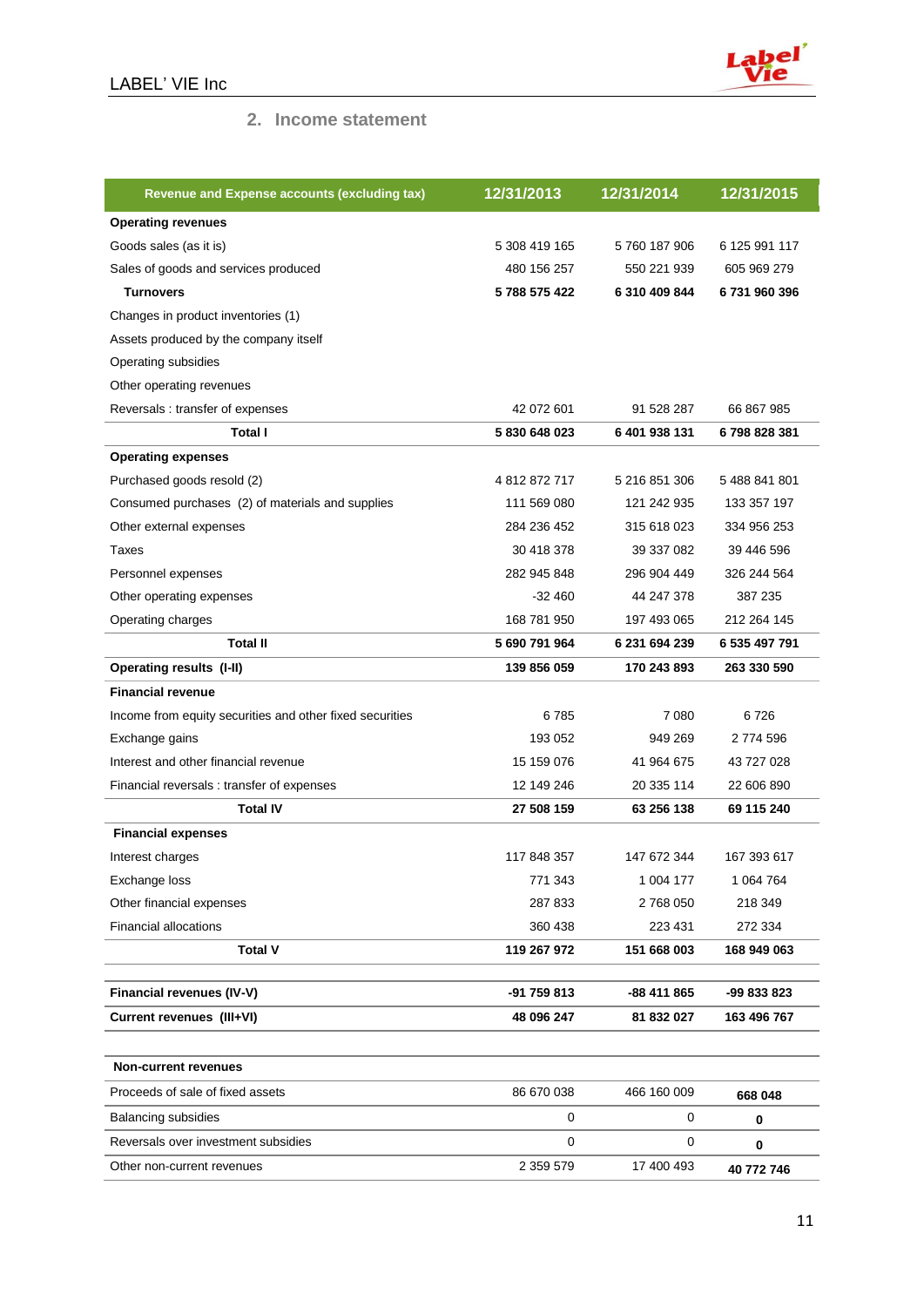## 2. Income statement

| Revenue and Expense accounts (excluding tax) | 12/31/2013 | 12/31/2014 | 12/31/2015 |
|---|---|---|---|
| **Operating revenues** | | | |
| Goods sales (as it is) | 5 308 419 165 | 5 760 187 906 | 6 125 991 117 |
| Sales of goods and services produced | 480 156 257 | 550 221 939 | 605 969 279 |
| **Turnovers** | **5 788 575 422** | **6 310 409 844** | **6 731 960 396** |
| Changes in product inventories (1) | | | |
| Assets produced by the company itself | | | |
| Operating subsidies | | | |
| Other operating revenues | | | |
| Reversals : transfer of expenses | 42 072 601 | 91 528 287 | 66 867 985 |
| **Total I** | **5 830 648 023** | **6 401 938 131** | **6 798 828 381** |
| **Operating expenses** | | | |
| Purchased goods resold (2) | 4 812 872 717 | 5 216 851 306 | 5 488 841 801 |
| Consumed purchases (2) of materials and supplies | 111 569 080 | 121 242 935 | 133 357 197 |
| Other external expenses | 284 236 452 | 315 618 023 | 334 956 253 |
| Taxes | 30 418 378 | 39 337 082 | 39 446 596 |
| Personnel expenses | 282 945 848 | 296 904 449 | 326 244 564 |
| Other operating expenses | -32 460 | 44 247 378 | 387 235 |
| Operating charges | 168 781 950 | 197 493 065 | 212 264 145 |
| **Total II** | **5 690 791 964** | **6 231 694 239** | **6 535 497 791** |
| **Operating results (I-II)** | **139 856 059** | **170 243 893** | **263 330 590** |
| **Financial revenue** | | | |
| Income from equity securities and other fixed securities | 6 785 | 7 080 | 6 726 |
| Exchange gains | 193 052 | 949 269 | 2 774 596 |
| Interest and other financial revenue | 15 159 076 | 41 964 675 | 43 727 028 |
| Financial reversals : transfer of expenses | 12 149 246 | 20 335 114 | 22 606 890 |
| **Total IV** | **27 508 159** | **63 256 138** | **69 115 240** |
| **Financial expenses** | | | |
| Interest charges | 117 848 357 | 147 672 344 | 167 393 617 |
| Exchange loss | 771 343 | 1 004 177 | 1 064 764 |
| Other financial expenses | 287 833 | 2 768 050 | 218 349 |
| Financial allocations | 360 438 | 223 431 | 272 334 |
| **Total V** | **119 267 972** | **151 668 003** | **168 949 063** |
| **Financial revenues (IV-V)** | **-91 759 813** | **-88 411 865** | **-99 833 823** |
| **Current revenues (III+VI)** | **48 096 247** | **81 832 027** | **163 496 767** |
| **Non-current revenues** | | | |
| Proceeds of sale of fixed assets | 86 670 038 | 466 160 009 | **668 048** |
| Balancing subsidies | 0 | 0 | **0** |
| Reversals over investment subsidies | 0 | 0 | **0** |
| Other non-current revenues | 2 359 579 | 17 400 493 | **40 772 746** |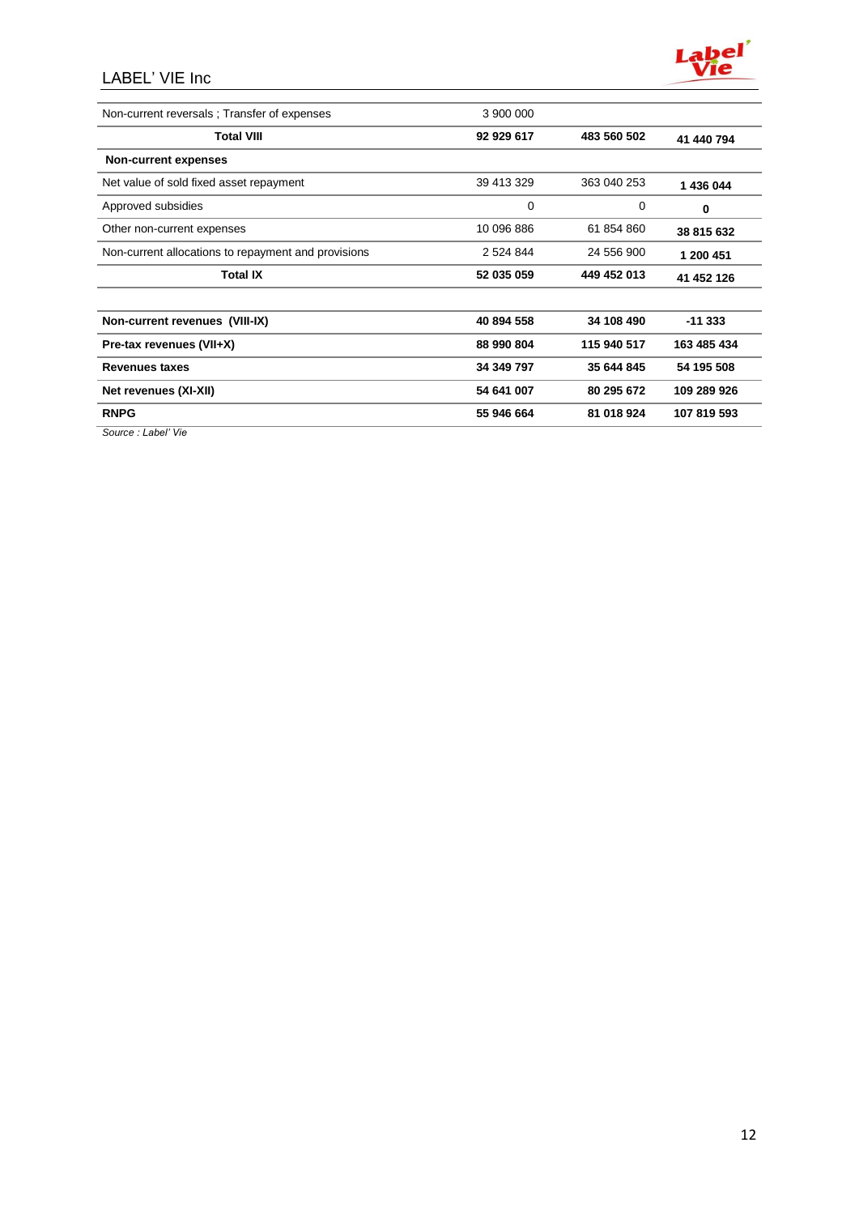| | | | |
|---|---|---|---|
| Non-current reversals ; Transfer of expenses | 3 900 000 | | |
| **Total VIII** | **92 929 617** | **483 560 502** | **41 440 794** |
| **Non-current expenses** | | | |
| Net value of sold fixed asset repayment | 39 413 329 | 363 040 253 | **1 436 044** |
| Approved subsidies | 0 | 0 | **0** |
| Other non-current expenses | 10 096 886 | 61 854 860 | **38 815 632** |
| Non-current allocations to repayment and provisions | 2 524 844 | 24 556 900 | **1 200 451** |
| **Total IX** | **52 035 059** | **449 452 013** | **41 452 126** |
| | | | |
| **Non-current revenues (VIII-IX)** | **40 894 558** | **34 108 490** | **-11 333** |
| **Pre-tax revenues (VII+X)** | **88 990 804** | **115 940 517** | **163 485 434** |
| **Revenues taxes** | **34 349 797** | **35 644 845** | **54 195 508** |
| **Net revenues (XI-XII)** | **54 641 007** | **80 295 672** | **109 289 926** |
| **RNPG** | **55 946 664** | **81 018 924** | **107 819 593** |

*Source : Label' Vie*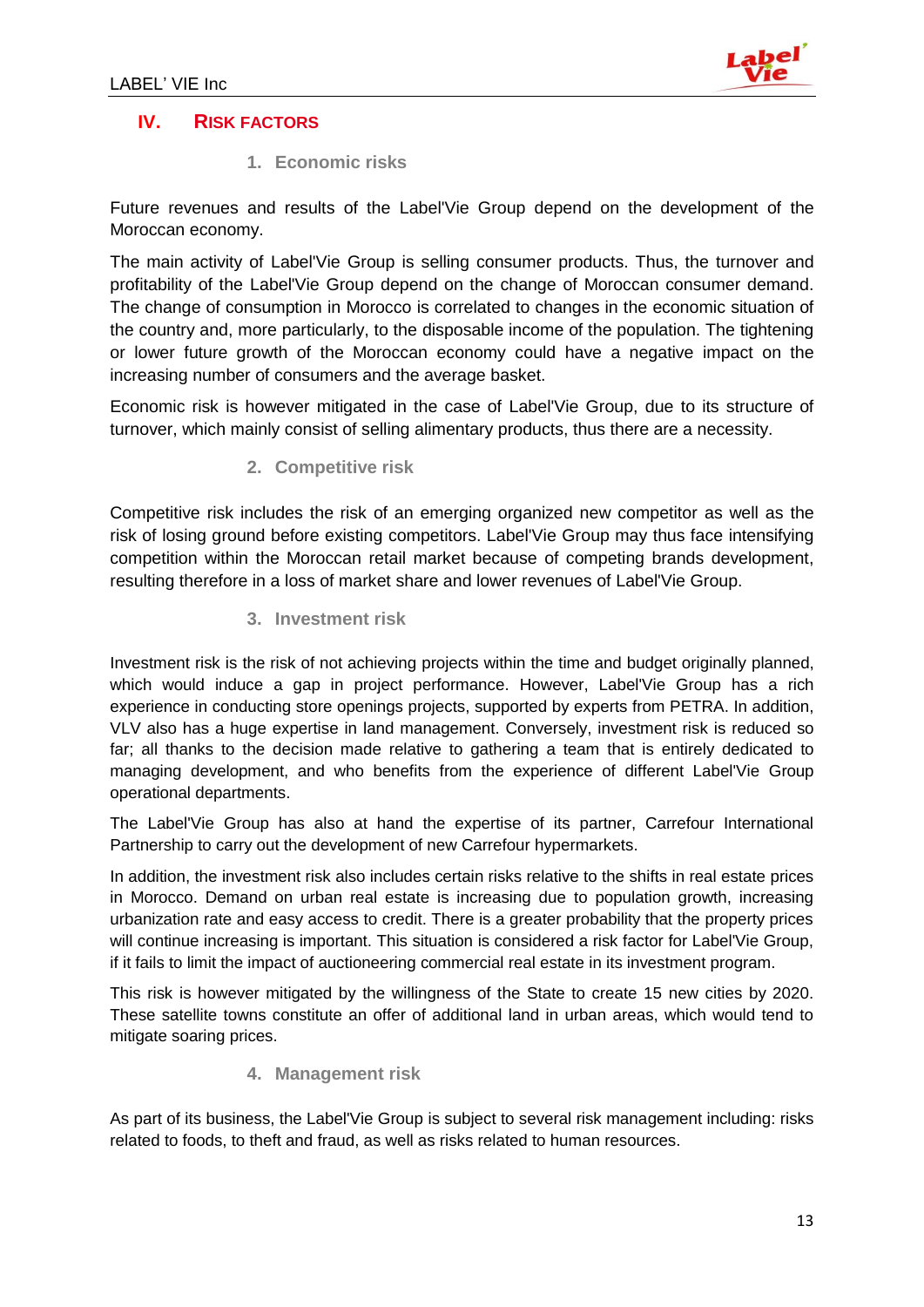## IV. Risk factors

### 1. Economic risks

Future revenues and results of the Label'Vie Group depend on the development of the Moroccan economy.

The main activity of Label'Vie Group is selling consumer products. Thus, the turnover and profitability of the Label'Vie Group depend on the change of Moroccan consumer demand. The change of consumption in Morocco is correlated to changes in the economic situation of the country and, more particularly, to the disposable income of the population. The tightening or lower future growth of the Moroccan economy could have a negative impact on the increasing number of consumers and the average basket.

Economic risk is however mitigated in the case of Label'Vie Group, due to its structure of turnover, which mainly consist of selling alimentary products, thus there are a necessity.

### 2. Competitive risk

Competitive risk includes the risk of an emerging organized new competitor as well as the risk of losing ground before existing competitors. Label'Vie Group may thus face intensifying competition within the Moroccan retail market because of competing brands development, resulting therefore in a loss of market share and lower revenues of Label'Vie Group.

### 3. Investment risk

Investment risk is the risk of not achieving projects within the time and budget originally planned, which would induce a gap in project performance. However, Label'Vie Group has a rich experience in conducting store openings projects, supported by experts from PETRA. In addition, VLV also has a huge expertise in land management. Conversely, investment risk is reduced so far; all thanks to the decision made relative to gathering a team that is entirely dedicated to managing development, and who benefits from the experience of different Label'Vie Group operational departments.

The Label'Vie Group has also at hand the expertise of its partner, Carrefour International Partnership to carry out the development of new Carrefour hypermarkets.

In addition, the investment risk also includes certain risks relative to the shifts in real estate prices in Morocco. Demand on urban real estate is increasing due to population growth, increasing urbanization rate and easy access to credit. There is a greater probability that the property prices will continue increasing is important. This situation is considered a risk factor for Label'Vie Group, if it fails to limit the impact of auctioneering commercial real estate in its investment program.

This risk is however mitigated by the willingness of the State to create 15 new cities by 2020. These satellite towns constitute an offer of additional land in urban areas, which would tend to mitigate soaring prices.

### 4. Management risk

As part of its business, the Label'Vie Group is subject to several risk management including: risks related to foods, to theft and fraud, as well as risks related to human resources.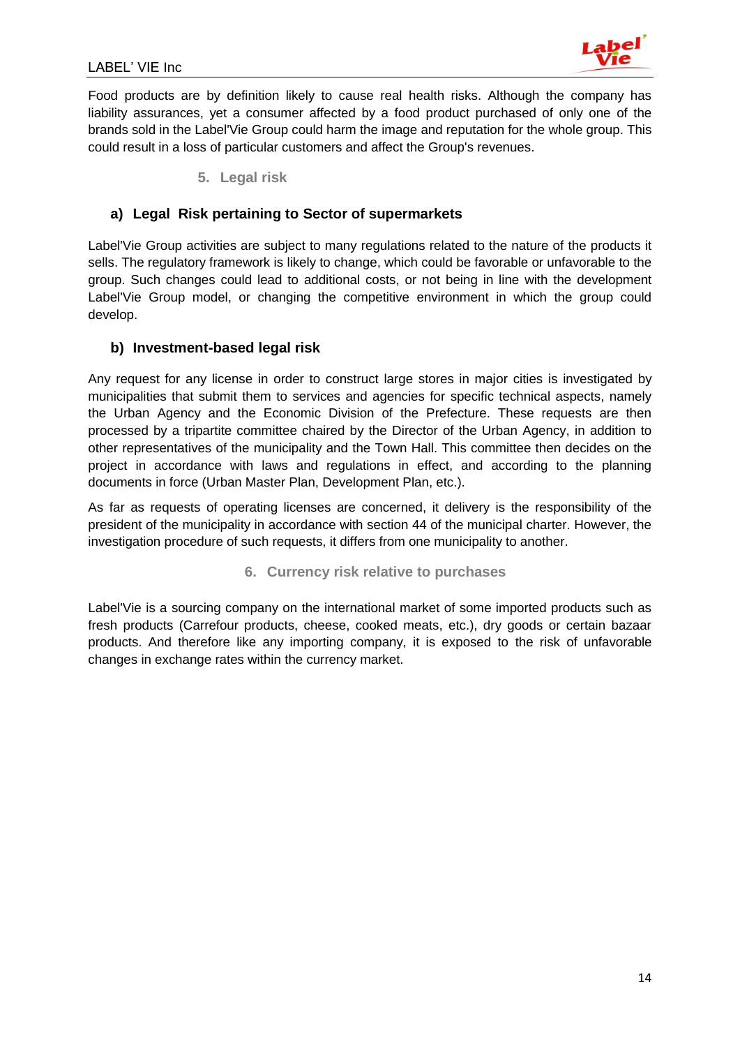Food products are by definition likely to cause real health risks. Although the company has liability assurances, yet a consumer affected by a food product purchased of only one of the brands sold in the Label'Vie Group could harm the image and reputation for the whole group. This could result in a loss of particular customers and affect the Group's revenues.

## 5. Legal risk

### a) Legal Risk pertaining to Sector of supermarkets

Label'Vie Group activities are subject to many regulations related to the nature of the products it sells. The regulatory framework is likely to change, which could be favorable or unfavorable to the group. Such changes could lead to additional costs, or not being in line with the development Label'Vie Group model, or changing the competitive environment in which the group could develop.

### b) Investment-based legal risk

Any request for any license in order to construct large stores in major cities is investigated by municipalities that submit them to services and agencies for specific technical aspects, namely the Urban Agency and the Economic Division of the Prefecture. These requests are then processed by a tripartite committee chaired by the Director of the Urban Agency, in addition to other representatives of the municipality and the Town Hall. This committee then decides on the project in accordance with laws and regulations in effect, and according to the planning documents in force (Urban Master Plan, Development Plan, etc.).

As far as requests of operating licenses are concerned, it delivery is the responsibility of the president of the municipality in accordance with section 44 of the municipal charter. However, the investigation procedure of such requests, it differs from one municipality to another.

## 6. Currency risk relative to purchases

Label'Vie is a sourcing company on the international market of some imported products such as fresh products (Carrefour products, cheese, cooked meats, etc.), dry goods or certain bazaar products. And therefore like any importing company, it is exposed to the risk of unfavorable changes in exchange rates within the currency market.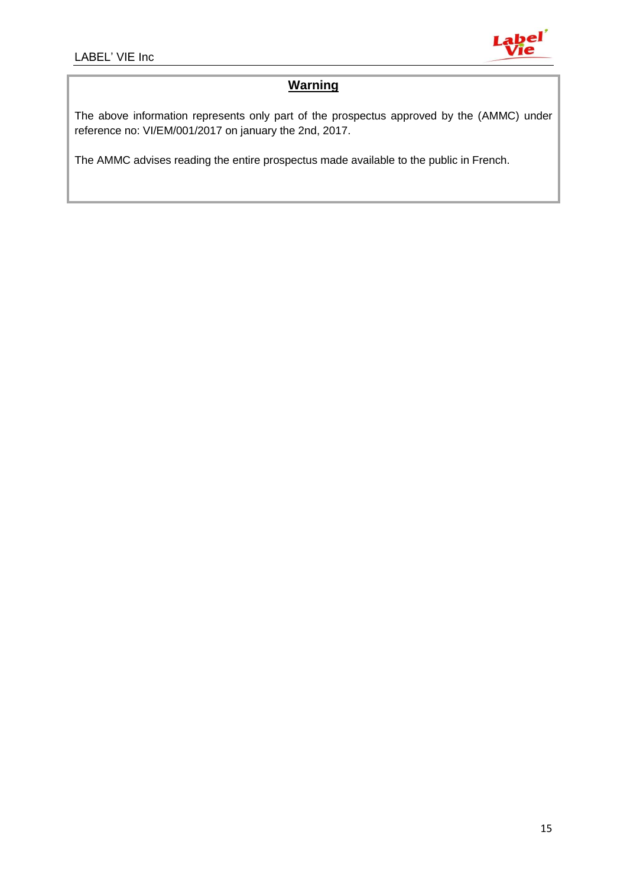## Warning

The above information represents only part of the prospectus approved by the (AMMC) under reference no: VI/EM/001/2017 on january the 2nd, 2017.

The AMMC advises reading the entire prospectus made available to the public in French.